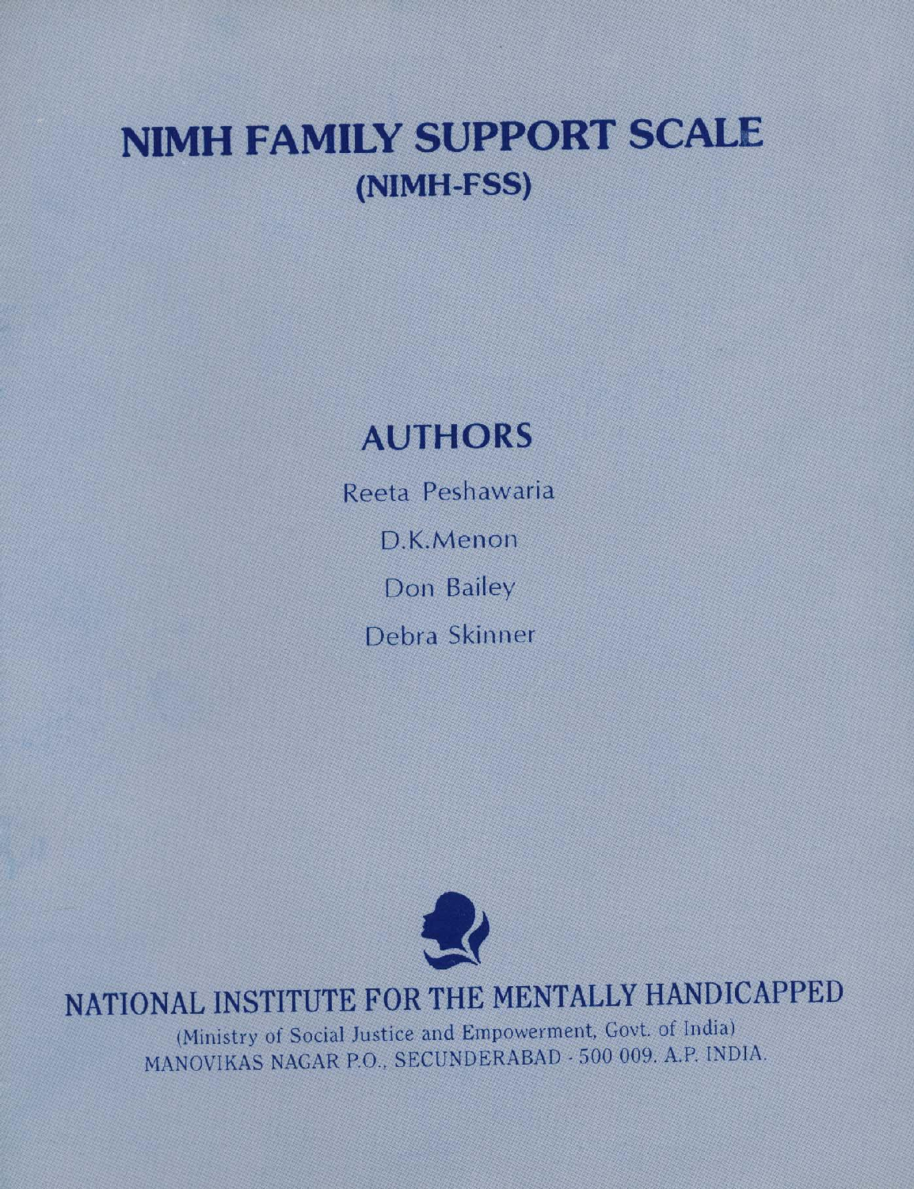# NIMH FAMILY SUPPORT SCALE
## (NIMH-FSS)

## AUTHORS

Reeta Peshawaria

D.K.Menon

Don Bailey

Debra Skinner

## NATIONAL INSTITUTE FOR THE MENTALLY HANDICAPPED

(Ministry of Social Justice and Empowerment, Govt. of India)
MANOVIKAS NAGAR P.O., SECUNDERABAD - 500 009. A.P. INDIA.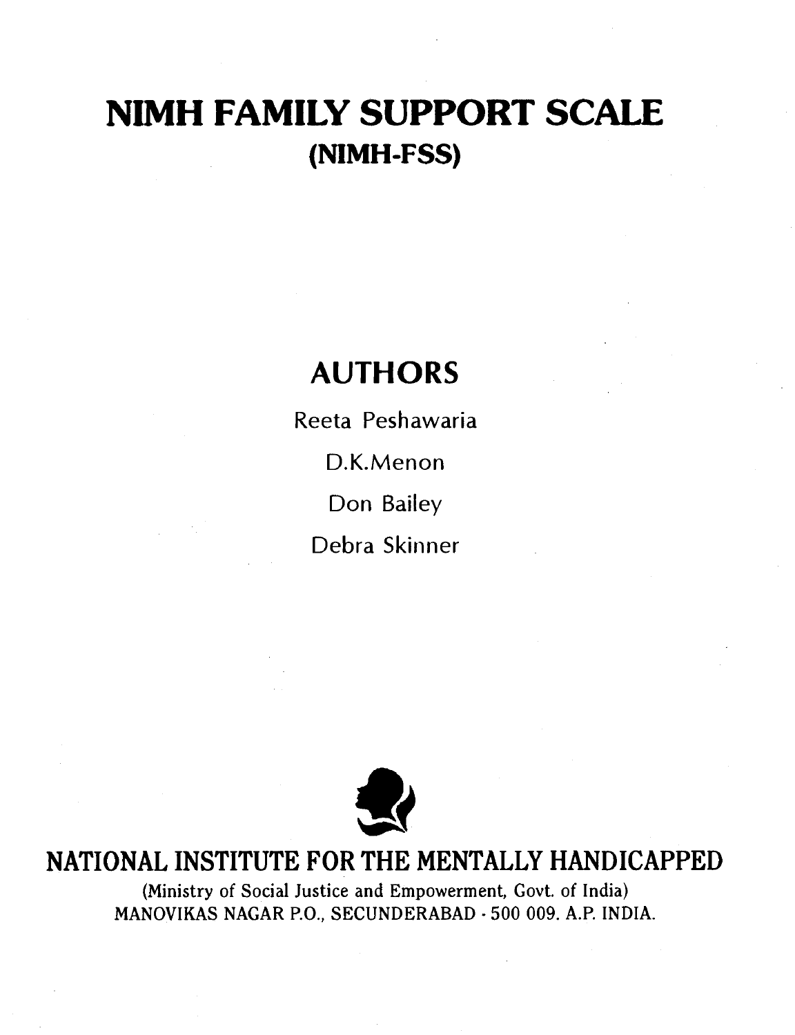# NIMH FAMILY SUPPORT SCALE

## (NIMH-FSS)

## AUTHORS

Reeta Peshawaria

D.K.Menon

Don Bailey

Debra Skinner

## NATIONAL INSTITUTE FOR THE MENTALLY HANDICAPPED

(Ministry of Social Justice and Empowerment, Govt. of India)
MANOVIKAS NAGAR P.O., SECUNDERABAD - 500 009. A.P. INDIA.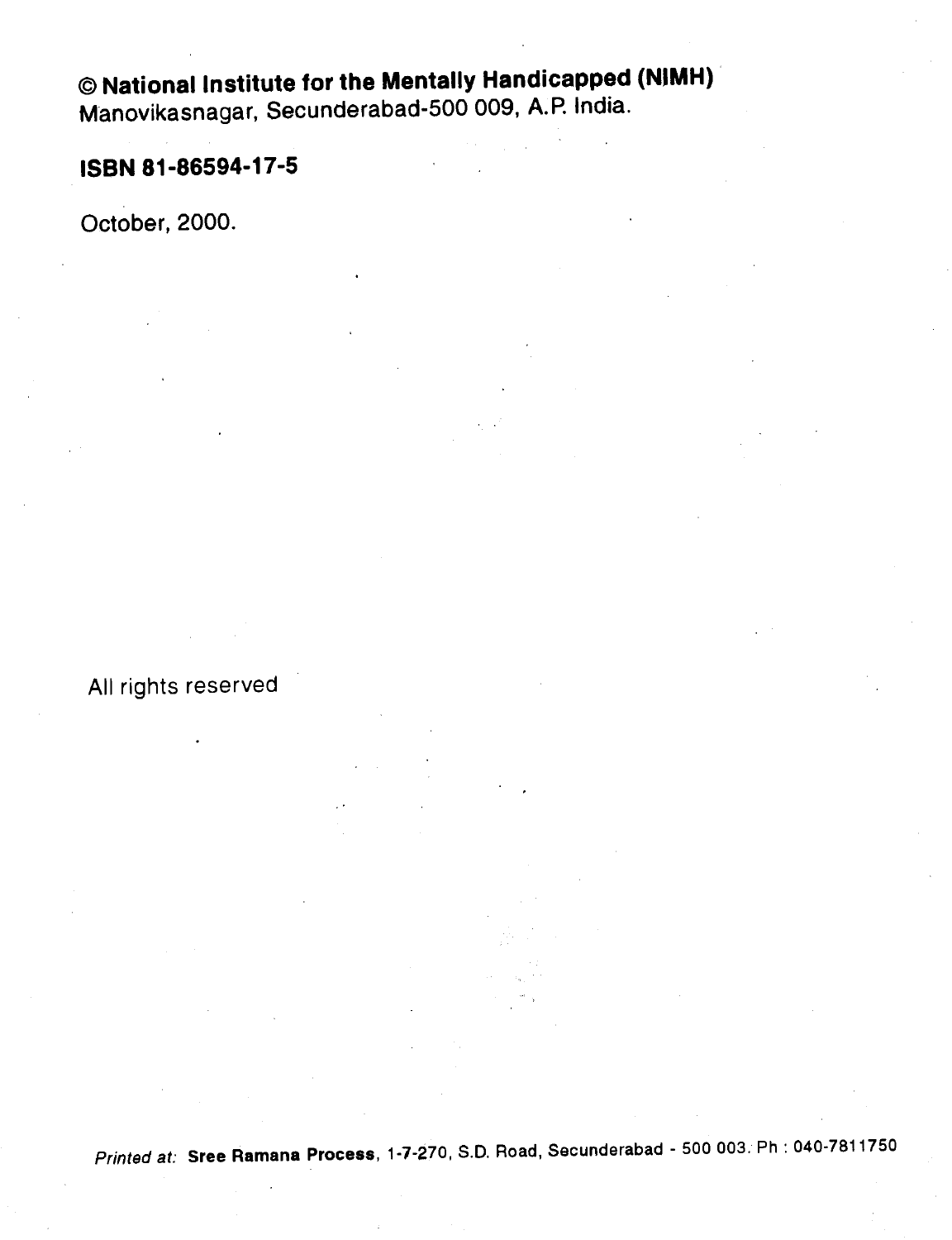**© National Institute for the Mentally Handicapped (NIMH)**
Manovikasnagar, Secunderabad-500 009, A.P. India.

**ISBN 81-86594-17-5**

October, 2000.

All rights reserved

*Printed at:* **Sree Ramana Process**, 1-7-270, S.D. Road, Secunderabad - 500 003. Ph : 040-7811750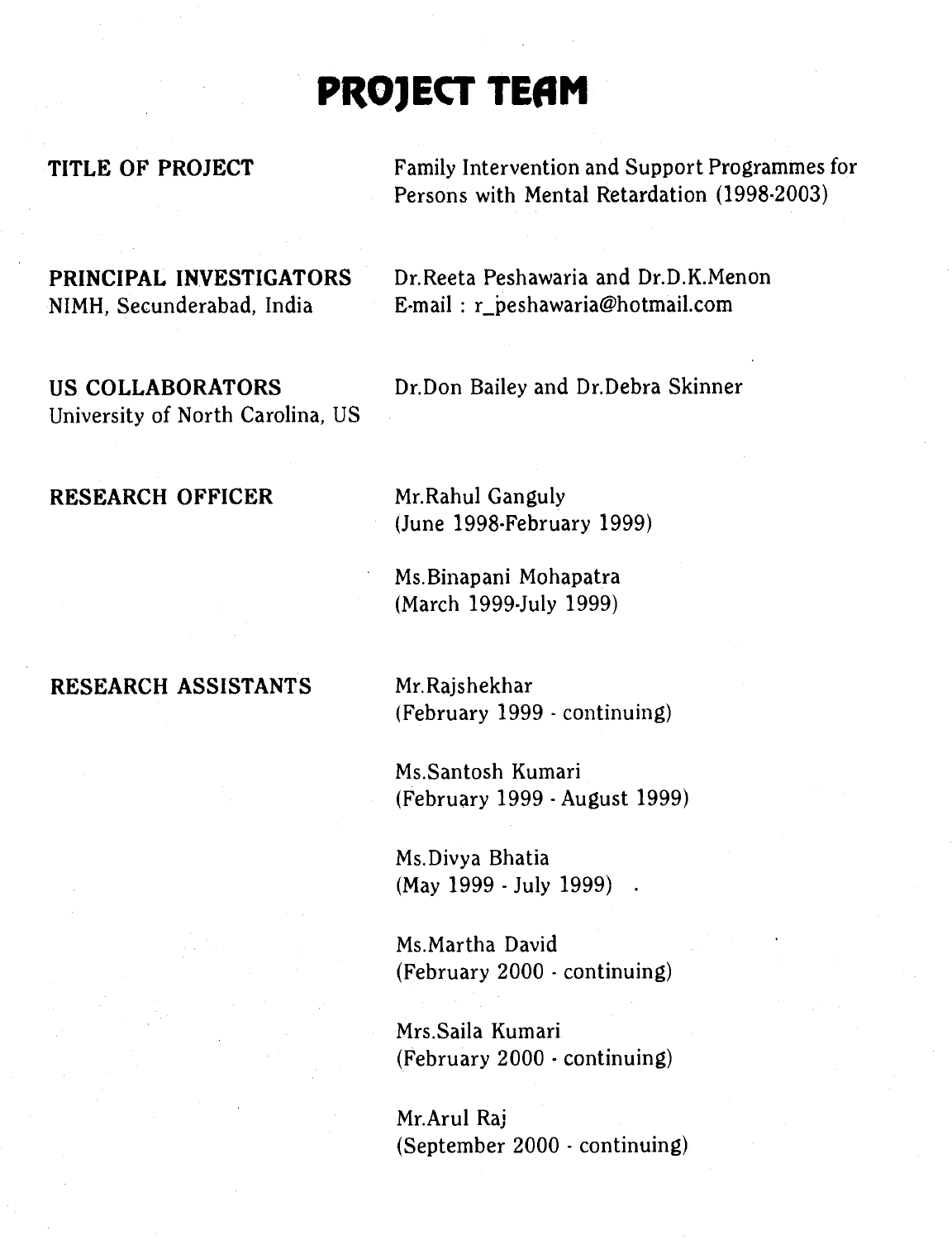# PROJECT TEAM

**TITLE OF PROJECT**

Family Intervention and Support Programmes for Persons with Mental Retardation (1998-2003)

**PRINCIPAL INVESTIGATORS**
NIMH, Secunderabad, India

Dr.Reeta Peshawaria and Dr.D.K.Menon
E-mail : r_peshawaria@hotmail.com

**US COLLABORATORS**
University of North Carolina, US

Dr.Don Bailey and Dr.Debra Skinner

**RESEARCH OFFICER**

Mr.Rahul Ganguly
(June 1998-February 1999)

Ms.Binapani Mohapatra
(March 1999-July 1999)

**RESEARCH ASSISTANTS**

Mr.Rajshekhar
(February 1999 - continuing)

Ms.Santosh Kumari
(February 1999 - August 1999)

Ms.Divya Bhatia
(May 1999 - July 1999)

Ms.Martha David
(February 2000 - continuing)

Mrs.Saila Kumari
(February 2000 - continuing)

Mr.Arul Raj
(September 2000 - continuing)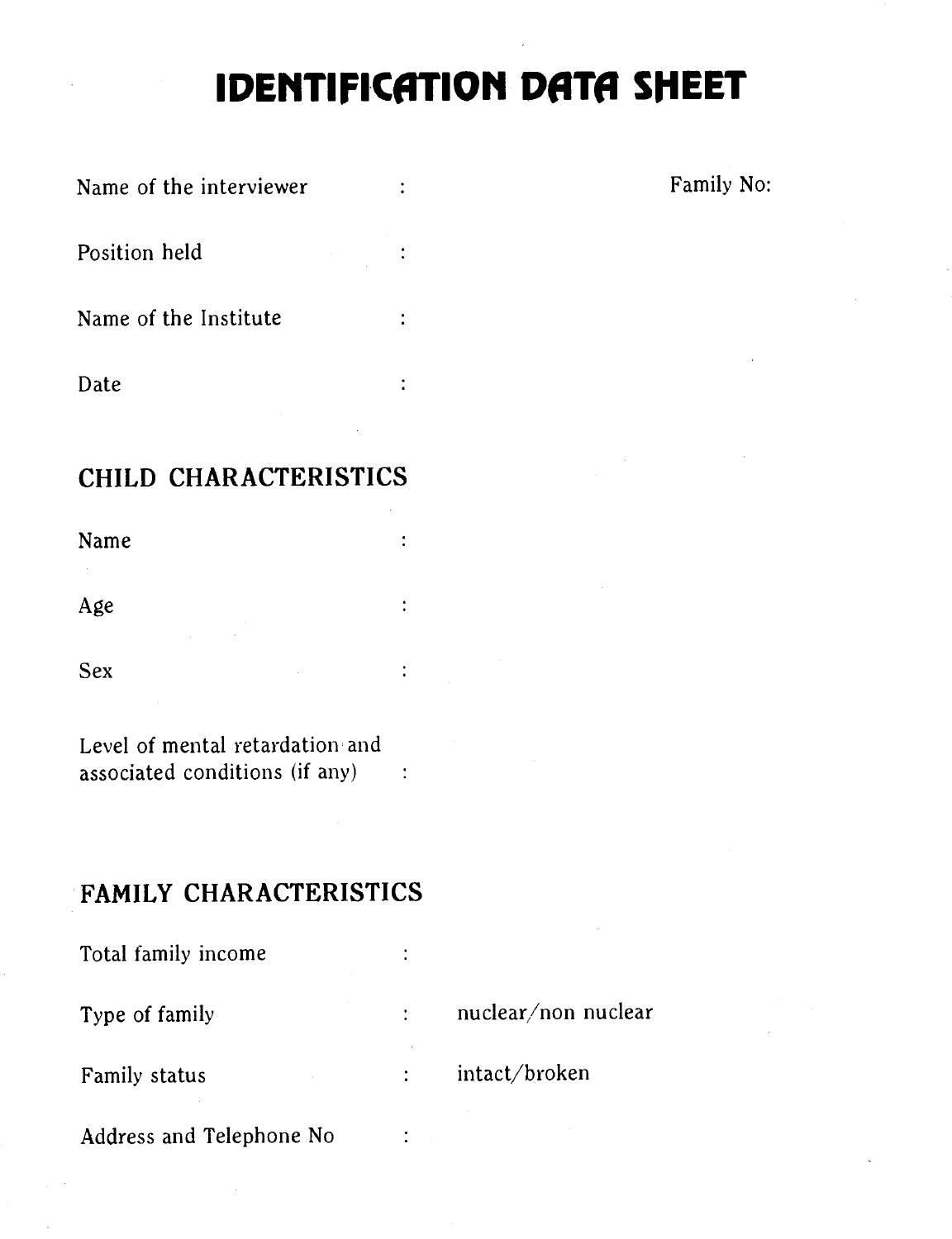# IDENTIFICATION DATA SHEET

Name of the interviewer : Family No:

Position held :

Name of the Institute :

Date :

## CHILD CHARACTERISTICS

Name :

Age :

Sex :

Level of mental retardation and associated conditions (if any) :

## FAMILY CHARACTERISTICS

Total family income :

Type of family : nuclear/non nuclear

Family status : intact/broken

Address and Telephone No :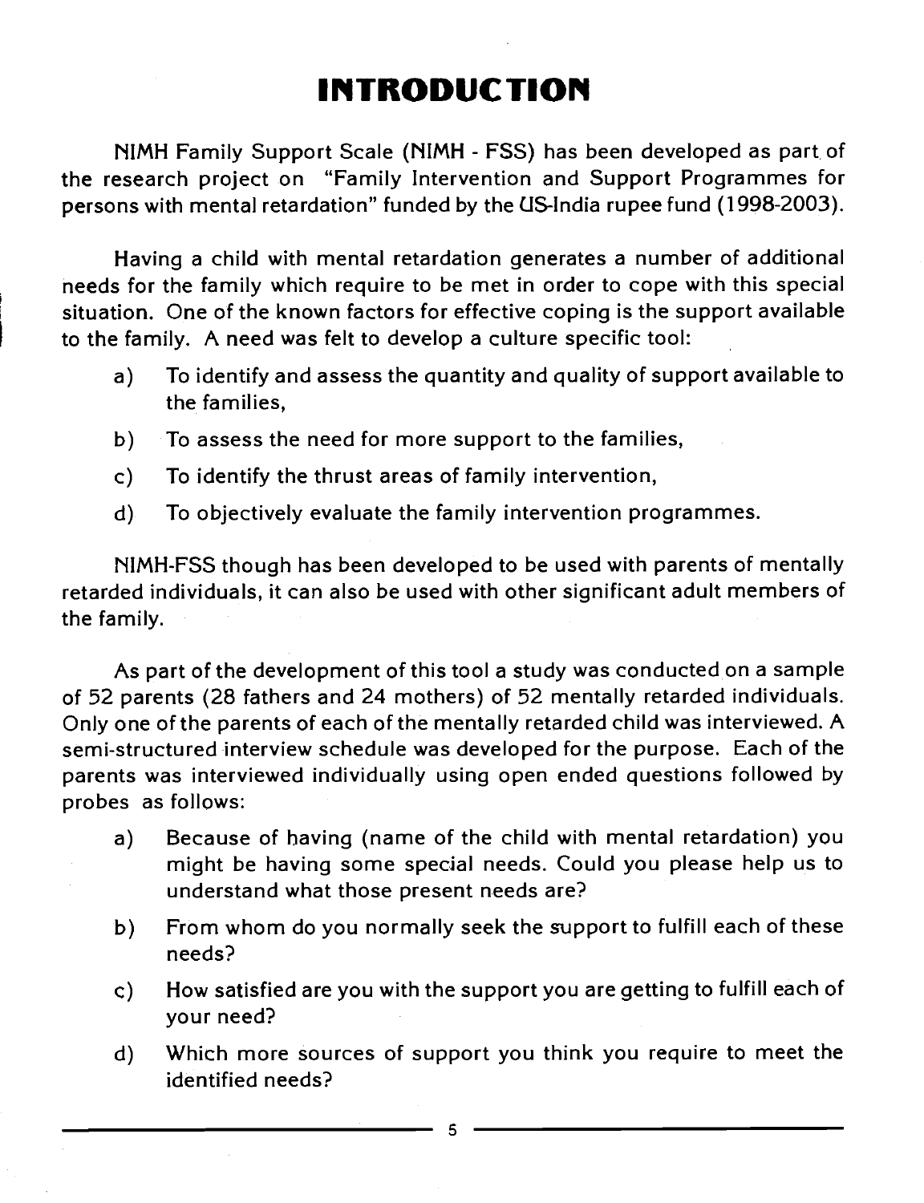# INTRODUCTION

NIMH Family Support Scale (NIMH - FSS) has been developed as part of the research project on "Family Intervention and Support Programmes for persons with mental retardation" funded by the US-India rupee fund (1998-2003).

Having a child with mental retardation generates a number of additional needs for the family which require to be met in order to cope with this special situation. One of the known factors for effective coping is the support available to the family. A need was felt to develop a culture specific tool:

a) To identify and assess the quantity and quality of support available to the families,

b) To assess the need for more support to the families,

c) To identify the thrust areas of family intervention,

d) To objectively evaluate the family intervention programmes.

NIMH-FSS though has been developed to be used with parents of mentally retarded individuals, it can also be used with other significant adult members of the family.

As part of the development of this tool a study was conducted on a sample of 52 parents (28 fathers and 24 mothers) of 52 mentally retarded individuals. Only one of the parents of each of the mentally retarded child was interviewed. A semi-structured interview schedule was developed for the purpose. Each of the parents was interviewed individually using open ended questions followed by probes as follows:

a) Because of having (name of the child with mental retardation) you might be having some special needs. Could you please help us to understand what those present needs are?

b) From whom do you normally seek the support to fulfill each of these needs?

c) How satisfied are you with the support you are getting to fulfill each of your need?

d) Which more sources of support you think you require to meet the identified needs?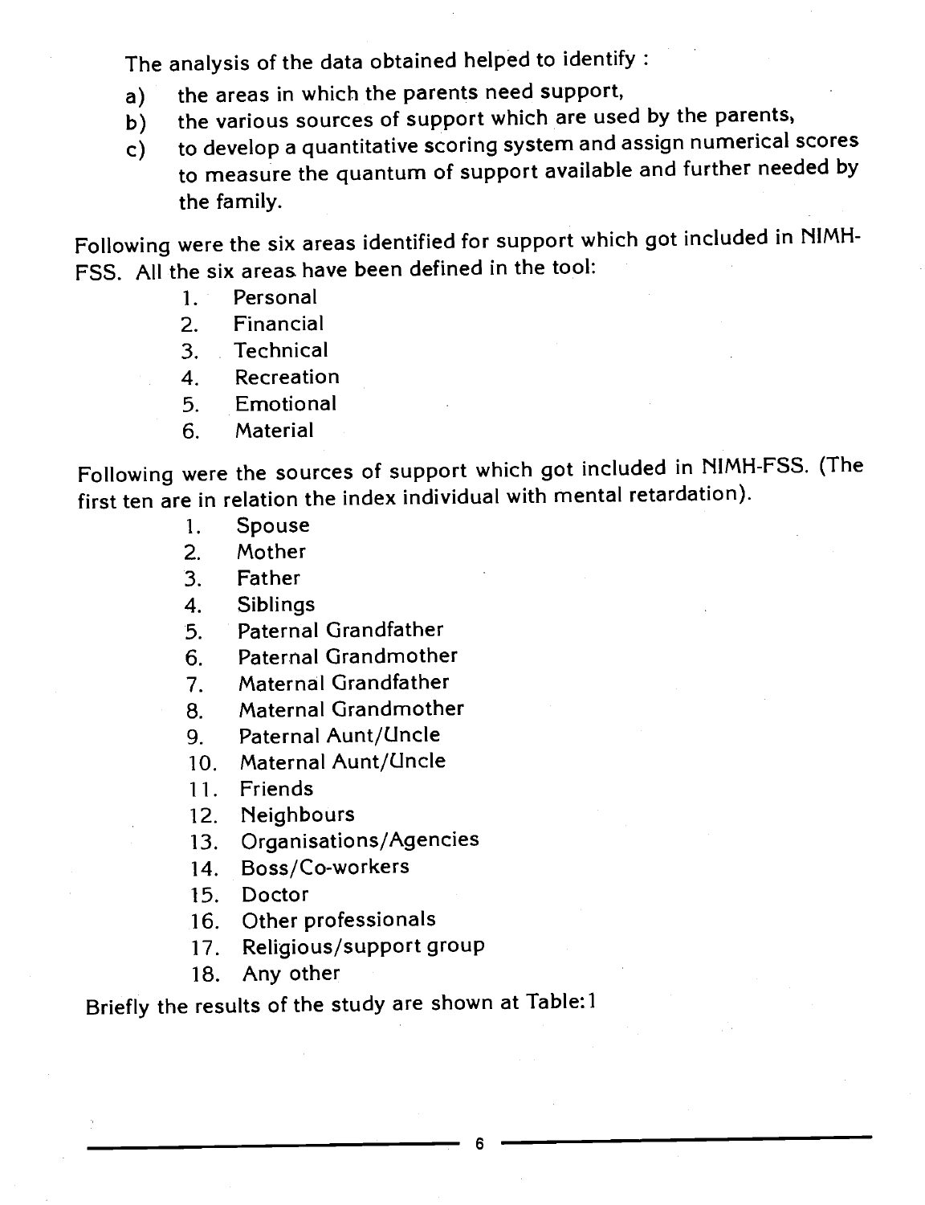The analysis of the data obtained helped to identify :

a) the areas in which the parents need support,
b) the various sources of support which are used by the parents,
c) to develop a quantitative scoring system and assign numerical scores to measure the quantum of support available and further needed by the family.

Following were the six areas identified for support which got included in NIMH-FSS. All the six areas have been defined in the tool:

1. Personal
2. Financial
3. Technical
4. Recreation
5. Emotional
6. Material

Following were the sources of support which got included in NIMH-FSS. (The first ten are in relation the index individual with mental retardation).

1. Spouse
2. Mother
3. Father
4. Siblings
5. Paternal Grandfather
6. Paternal Grandmother
7. Maternal Grandfather
8. Maternal Grandmother
9. Paternal Aunt/Uncle
10. Maternal Aunt/Uncle
11. Friends
12. Neighbours
13. Organisations/Agencies
14. Boss/Co-workers
15. Doctor
16. Other professionals
17. Religious/support group
18. Any other

Briefly the results of the study are shown at Table:1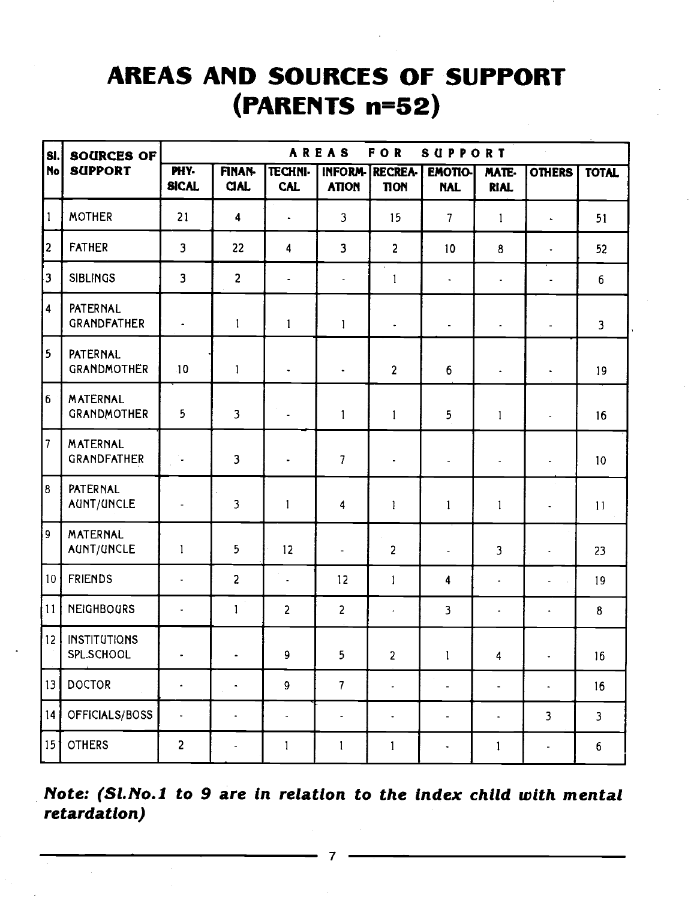# AREAS AND SOURCES OF SUPPORT (PARENTS n=52)

| Sl. No | SOURCES OF SUPPORT | AREAS FOR SUPPORT | | | | | | | | |
|---|---|---|---|---|---|---|---|---|---|---|
| | | PHYSICAL | FINANCIAL | TECHNICAL | INFORMATION | RECREATION | EMOTIONAL | MATERIAL | OTHERS | TOTAL |
| 1 | MOTHER | 21 | 4 | - | 3 | 15 | 7 | 1 | - | 51 |
| 2 | FATHER | 3 | 22 | 4 | 3 | 2 | 10 | 8 | - | 52 |
| 3 | SIBLINGS | 3 | 2 | - | - | 1 | - | - | - | 6 |
| 4 | PATERNAL GRANDFATHER | - | 1 | 1 | 1 | - | - | - | - | 3 |
| 5 | PATERNAL GRANDMOTHER | 10 | 1 | - | - | 2 | 6 | - | - | 19 |
| 6 | MATERNAL GRANDMOTHER | 5 | 3 | - | 1 | 1 | 5 | 1 | - | 16 |
| 7 | MATERNAL GRANDFATHER | - | 3 | - | 7 | - | - | - | - | 10 |
| 8 | PATERNAL AUNT/UNCLE | - | 3 | 1 | 4 | 1 | 1 | 1 | - | 11 |
| 9 | MATERNAL AUNT/UNCLE | 1 | 5 | 12 | - | 2 | - | 3 | - | 23 |
| 10 | FRIENDS | - | 2 | - | 12 | 1 | 4 | - | - | 19 |
| 11 | NEIGHBOURS | - | 1 | 2 | 2 | - | 3 | - | - | 8 |
| 12 | INSTITUTIONS SPL.SCHOOL | - | - | 9 | 5 | 2 | 1 | 4 | - | 16 |
| 13 | DOCTOR | - | - | 9 | 7 | - | - | - | - | 16 |
| 14 | OFFICIALS/BOSS | - | - | - | - | - | - | - | 3 | 3 |
| 15 | OTHERS | 2 | - | 1 | 1 | 1 | - | 1 | - | 6 |

***Note: (Sl.No.1 to 9 are in relation to the index child with mental retardation)***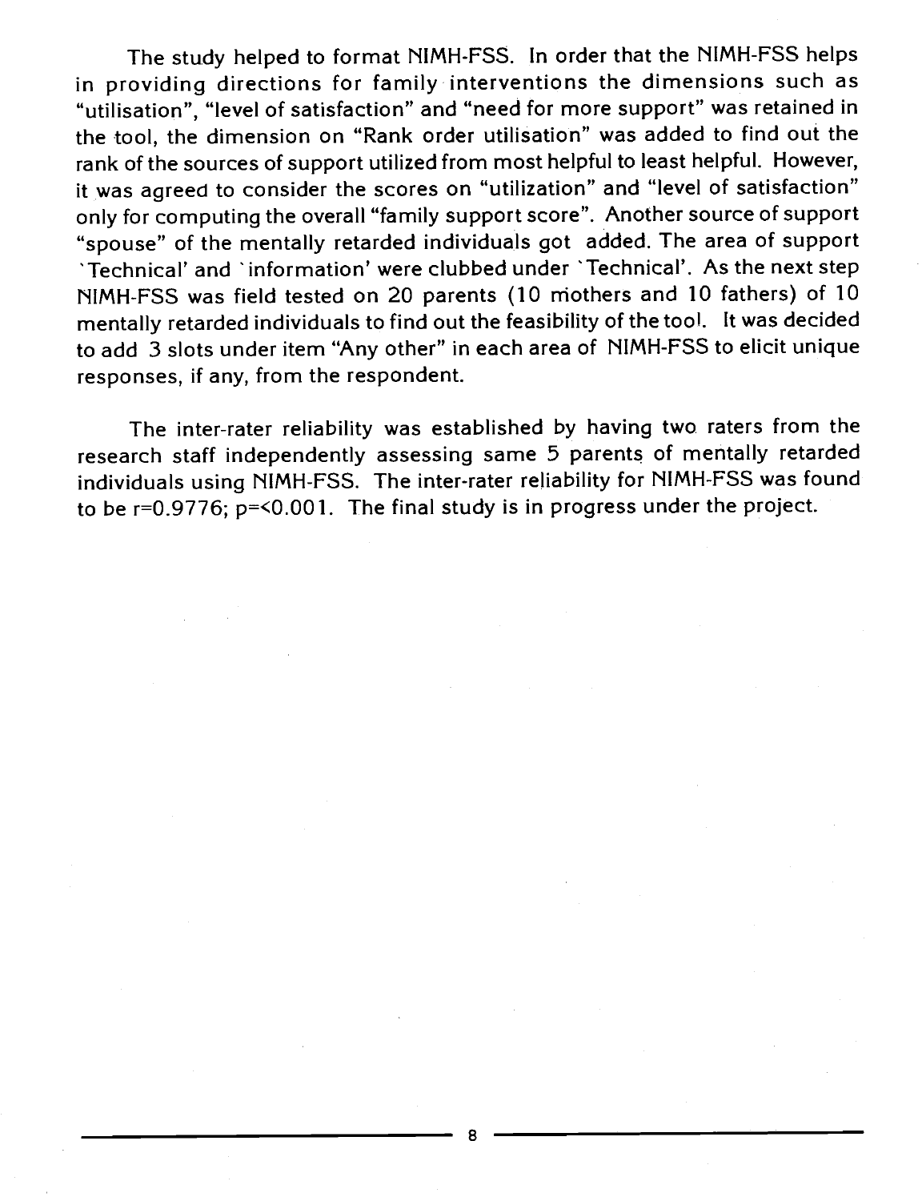The study helped to format NIMH-FSS. In order that the NIMH-FSS helps in providing directions for family interventions the dimensions such as "utilisation", "level of satisfaction" and "need for more support" was retained in the tool, the dimension on "Rank order utilisation" was added to find out the rank of the sources of support utilized from most helpful to least helpful. However, it was agreed to consider the scores on "utilization" and "level of satisfaction" only for computing the overall "family support score". Another source of support "spouse" of the mentally retarded individuals got added. The area of support `Technical' and `information' were clubbed under `Technical'. As the next step NIMH-FSS was field tested on 20 parents (10 mothers and 10 fathers) of 10 mentally retarded individuals to find out the feasibility of the tool. It was decided to add 3 slots under item "Any other" in each area of NIMH-FSS to elicit unique responses, if any, from the respondent.

The inter-rater reliability was established by having two raters from the research staff independently assessing same 5 parents of mentally retarded individuals using NIMH-FSS. The inter-rater reliability for NIMH-FSS was found to be $r=0.9776$; $p=<0.001$. The final study is in progress under the project.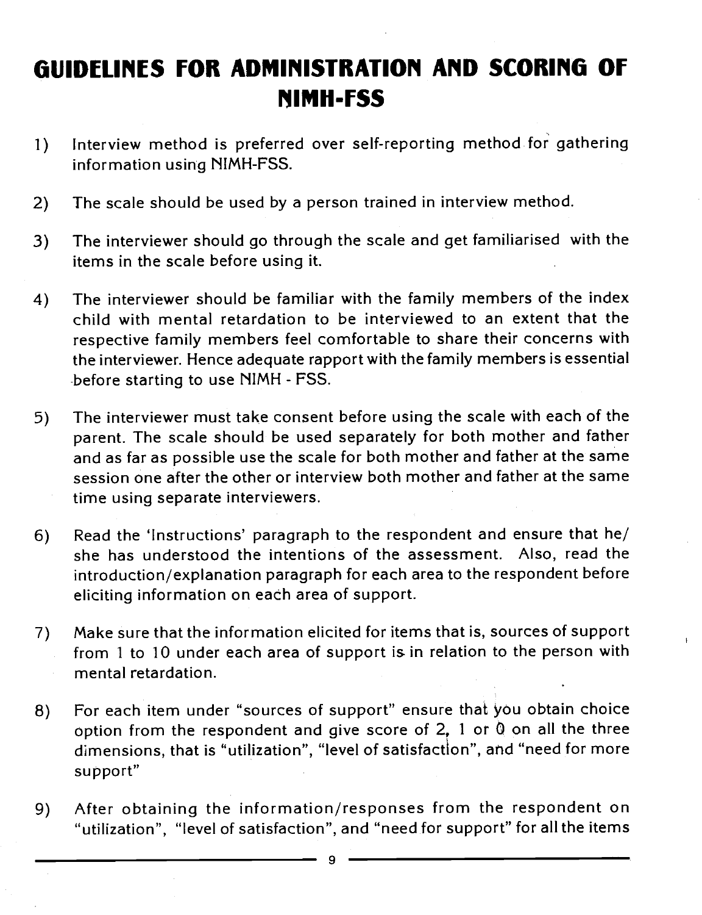# GUIDELINES FOR ADMINISTRATION AND SCORING OF NIMH-FSS

1) Interview method is preferred over self-reporting method for gathering information using NIMH-FSS.

2) The scale should be used by a person trained in interview method.

3) The interviewer should go through the scale and get familiarised with the items in the scale before using it.

4) The interviewer should be familiar with the family members of the index child with mental retardation to be interviewed to an extent that the respective family members feel comfortable to share their concerns with the interviewer. Hence adequate rapport with the family members is essential before starting to use NIMH - FSS.

5) The interviewer must take consent before using the scale with each of the parent. The scale should be used separately for both mother and father and as far as possible use the scale for both mother and father at the same session one after the other or interview both mother and father at the same time using separate interviewers.

6) Read the 'Instructions' paragraph to the respondent and ensure that he/she has understood the intentions of the assessment. Also, read the introduction/explanation paragraph for each area to the respondent before eliciting information on each area of support.

7) Make sure that the information elicited for items that is, sources of support from 1 to 10 under each area of support is in relation to the person with mental retardation.

8) For each item under "sources of support" ensure that you obtain choice option from the respondent and give score of 2, 1 or 0 on all the three dimensions, that is "utilization", "level of satisfaction", and "need for more support"

9) After obtaining the information/responses from the respondent on "utilization", "level of satisfaction", and "need for support" for all the items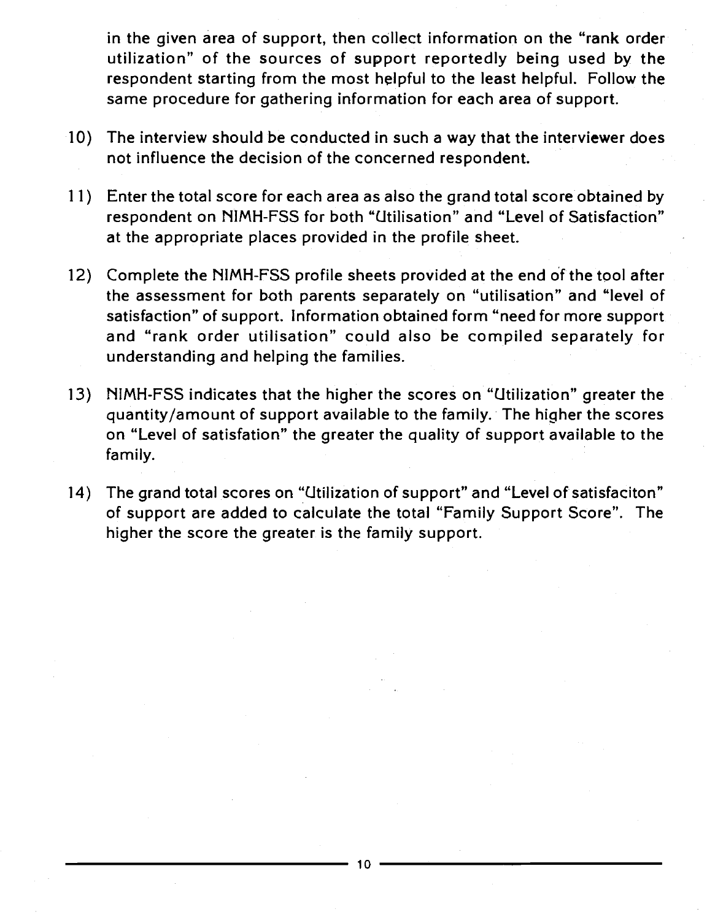in the given area of support, then collect information on the "rank order utilization" of the sources of support reportedly being used by the respondent starting from the most helpful to the least helpful. Follow the same procedure for gathering information for each area of support.

10) The interview should be conducted in such a way that the interviewer does not influence the decision of the concerned respondent.

11) Enter the total score for each area as also the grand total score obtained by respondent on NIMH-FSS for both "Utilisation" and "Level of Satisfaction" at the appropriate places provided in the profile sheet.

12) Complete the NIMH-FSS profile sheets provided at the end of the tool after the assessment for both parents separately on "utilisation" and "level of satisfaction" of support. Information obtained form "need for more support and "rank order utilisation" could also be compiled separately for understanding and helping the families.

13) NIMH-FSS indicates that the higher the scores on "Utilization" greater the quantity/amount of support available to the family. The higher the scores on "Level of satisfation" the greater the quality of support available to the family.

14) The grand total scores on "Utilization of support" and "Level of satisfaciton" of support are added to calculate the total "Family Support Score". The higher the score the greater is the family support.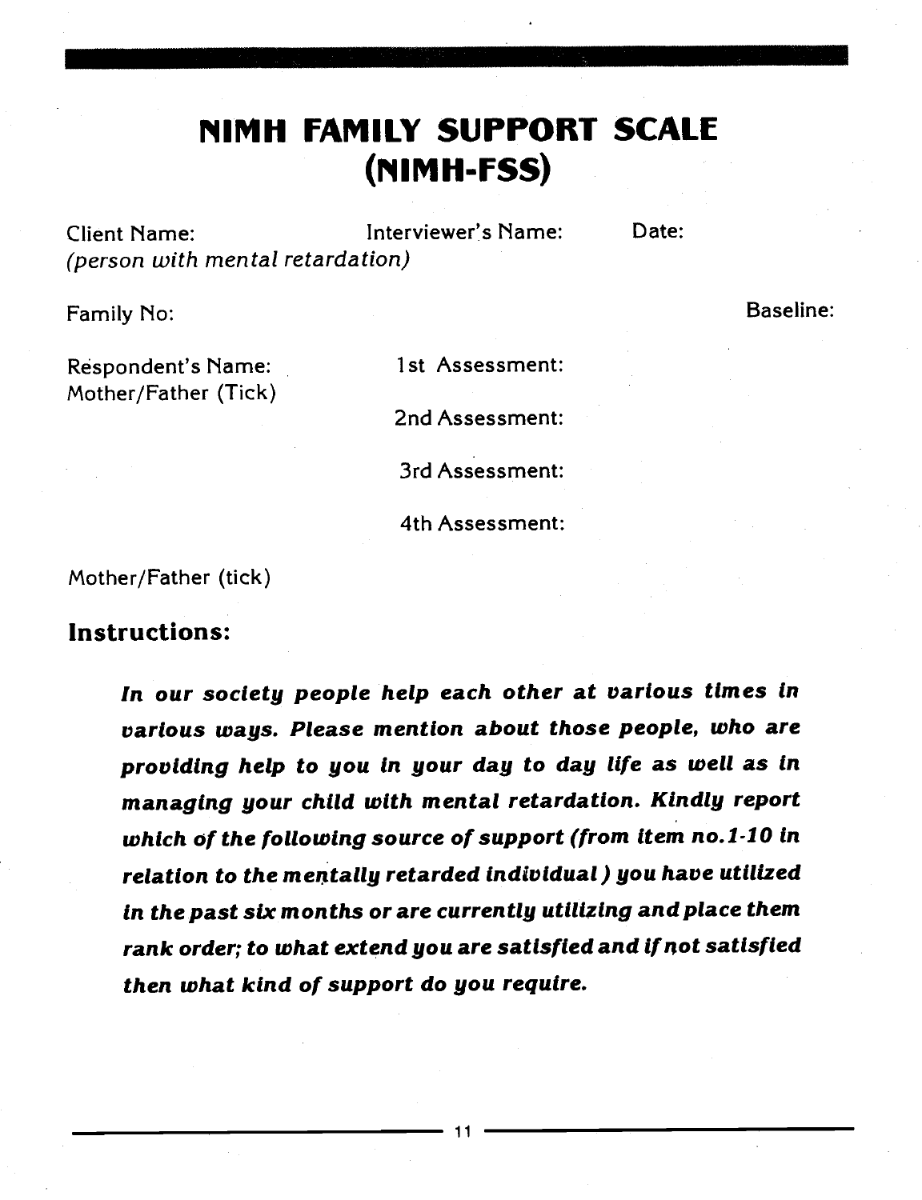# NIMH FAMILY SUPPORT SCALE (NIMH-FSS)

Client Name: Interviewer's Name: Date:
*(person with mental retardation)*

Family No: Baseline:

Respondent's Name:
Mother/Father (Tick)

1st Assessment:

2nd Assessment:

3rd Assessment:

4th Assessment:

Mother/Father (tick)

## Instructions:

> ***In our society people help each other at various times in various ways. Please mention about those people, who are providing help to you in your day to day life as well as in managing your child with mental retardation. Kindly report which of the following source of support (from item no.1-10 in relation to the mentally retarded individual) you have utilized in the past six months or are currently utilizing and place them rank order; to what extend you are satisfied and if not satisfied then what kind of support do you require.***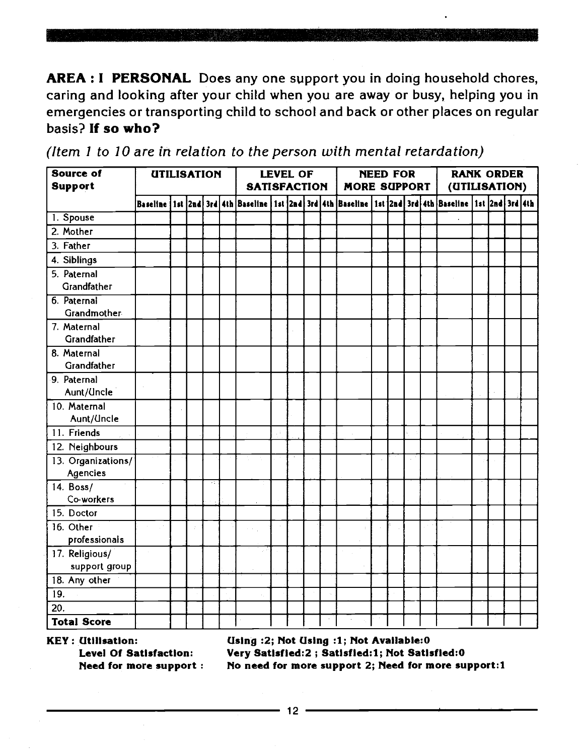**AREA : I PERSONAL** Does any one support you in doing household chores, caring and looking after your child when you are away or busy, helping you in emergencies or transporting child to school and back or other places on regular basis? **If so who?**

*(Item 1 to 10 are in relation to the person with mental retardation)*

| Source of Support | UTILISATION | | | | | LEVEL OF SATISFACTION | | | | | NEED FOR MORE SUPPORT | | | | | RANK ORDER (UTILISATION) | | | | |
|---|---|---|---|---|---|---|---|---|---|---|---|---|---|---|---|---|---|---|---|---|
| | Baseline | 1st | 2nd | 3rd | 4th | Baseline | 1st | 2nd | 3rd | 4th | Baseline | 1st | 2nd | 3rd | 4th | Baseline | 1st | 2nd | 3rd | 4th |
| 1. Spouse | | | | | | | | | | | | | | | | | | | | |
| 2. Mother | | | | | | | | | | | | | | | | | | | | |
| 3. Father | | | | | | | | | | | | | | | | | | | | |
| 4. Siblings | | | | | | | | | | | | | | | | | | | | |
| 5. Paternal Grandfather | | | | | | | | | | | | | | | | | | | | |
| 6. Paternal Grandmother | | | | | | | | | | | | | | | | | | | | |
| 7. Maternal Grandfather | | | | | | | | | | | | | | | | | | | | |
| 8. Maternal Grandfather | | | | | | | | | | | | | | | | | | | | |
| 9. Paternal Aunt/Uncle | | | | | | | | | | | | | | | | | | | | |
| 10. Maternal Aunt/Uncle | | | | | | | | | | | | | | | | | | | | |
| 11. Friends | | | | | | | | | | | | | | | | | | | | |
| 12. Neighbours | | | | | | | | | | | | | | | | | | | | |
| 13. Organizations/ Agencies | | | | | | | | | | | | | | | | | | | | |
| 14. Boss/ Co-workers | | | | | | | | | | | | | | | | | | | | |
| 15. Doctor | | | | | | | | | | | | | | | | | | | | |
| 16. Other professionals | | | | | | | | | | | | | | | | | | | | |
| 17. Religious/ support group | | | | | | | | | | | | | | | | | | | | |
| 18. Any other | | | | | | | | | | | | | | | | | | | | |
| 19. | | | | | | | | | | | | | | | | | | | | |
| 20. | | | | | | | | | | | | | | | | | | | | |
| **Total Score** | | | | | | | | | | | | | | | | | | | | |

**KEY : Utilisation:** **Using :2; Not Using :1; Not Available:0**
**Level Of Satisfaction:** **Very Satisfied:2 ; Satisfied:1; Not Satisfied:0**
**Need for more support :** **No need for more support 2; Need for more support:1**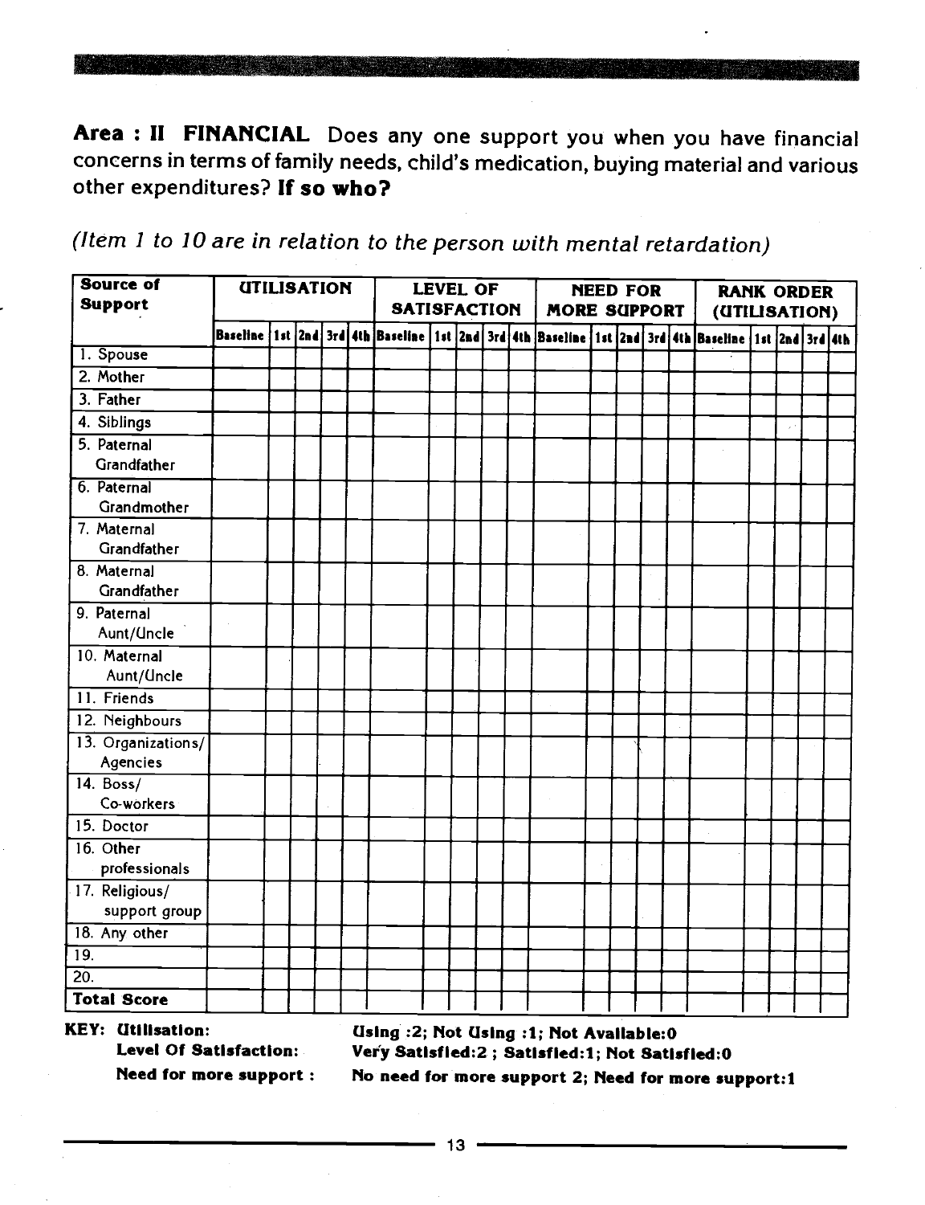**Area : II FINANCIAL** Does any one support you when you have financial concerns in terms of family needs, child's medication, buying material and various other expenditures? **If so who?**

*(Item 1 to 10 are in relation to the person with mental retardation)*

| Source of Support | UTILISATION | | | | | LEVEL OF SATISFACTION | | | | | NEED FOR MORE SUPPORT | | | | | RANK ORDER (UTILISATION) | | | | |
|---|---|---|---|---|---|---|---|---|---|---|---|---|---|---|---|---|---|---|---|---|
| | Baseline | 1st | 2nd | 3rd | 4th | Baseline | 1st | 2nd | 3rd | 4th | Baseline | 1st | 2nd | 3rd | 4th | Baseline | 1st | 2nd | 3rd | 4th |
| 1. Spouse | | | | | | | | | | | | | | | | | | | | |
| 2. Mother | | | | | | | | | | | | | | | | | | | | |
| 3. Father | | | | | | | | | | | | | | | | | | | | |
| 4. Siblings | | | | | | | | | | | | | | | | | | | | |
| 5. Paternal Grandfather | | | | | | | | | | | | | | | | | | | | |
| 6. Paternal Grandmother | | | | | | | | | | | | | | | | | | | | |
| 7. Maternal Grandfather | | | | | | | | | | | | | | | | | | | | |
| 8. Maternal Grandfather | | | | | | | | | | | | | | | | | | | | |
| 9. Paternal Aunt/Uncle | | | | | | | | | | | | | | | | | | | | |
| 10. Maternal Aunt/Uncle | | | | | | | | | | | | | | | | | | | | |
| 11. Friends | | | | | | | | | | | | | | | | | | | | |
| 12. Neighbours | | | | | | | | | | | | | | | | | | | | |
| 13. Organizations/ Agencies | | | | | | | | | | | | | | | | | | | | |
| 14. Boss/ Co-workers | | | | | | | | | | | | | | | | | | | | |
| 15. Doctor | | | | | | | | | | | | | | | | | | | | |
| 16. Other professionals | | | | | | | | | | | | | | | | | | | | |
| 17. Religious/ support group | | | | | | | | | | | | | | | | | | | | |
| 18. Any other | | | | | | | | | | | | | | | | | | | | |
| 19. | | | | | | | | | | | | | | | | | | | | |
| 20. | | | | | | | | | | | | | | | | | | | | |
| **Total Score** | | | | | | | | | | | | | | | | | | | | |

**KEY: Utilisation:** **Using :2; Not Using :1; Not Available:0**

**Level Of Satisfaction:** **Very Satisfied:2 ; Satisfied:1; Not Satisfied:0**

**Need for more support :** **No need for more support 2; Need for more support:1**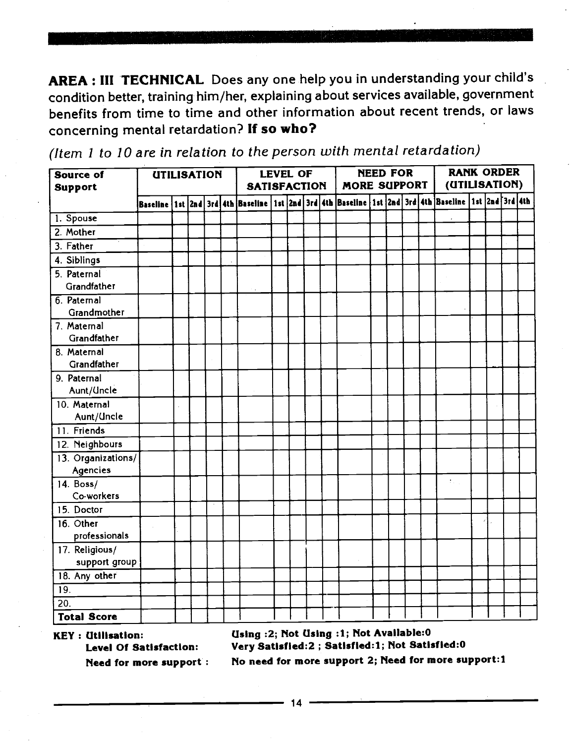**AREA : III TECHNICAL** Does any one help you in understanding your child's condition better, training him/her, explaining about services available, government benefits from time to time and other information about recent trends, or laws concerning mental retardation? **If so who?**

*(Item 1 to 10 are in relation to the person with mental retardation)*

| Source of Support | UTILISATION | | | | | LEVEL OF SATISFACTION | | | | | NEED FOR MORE SUPPORT | | | | | RANK ORDER (UTILISATION) | | | | |
|---|---|---|---|---|---|---|---|---|---|---|---|---|---|---|---|---|---|---|---|---|
| | Baseline | 1st | 2nd | 3rd | 4th | Baseline | 1st | 2nd | 3rd | 4th | Baseline | 1st | 2nd | 3rd | 4th | Baseline | 1st | 2nd | 3rd | 4th |
| 1. Spouse | | | | | | | | | | | | | | | | | | | | |
| 2. Mother | | | | | | | | | | | | | | | | | | | | |
| 3. Father | | | | | | | | | | | | | | | | | | | | |
| 4. Siblings | | | | | | | | | | | | | | | | | | | | |
| 5. Paternal Grandfather | | | | | | | | | | | | | | | | | | | | |
| 6. Paternal Grandmother | | | | | | | | | | | | | | | | | | | | |
| 7. Maternal Grandfather | | | | | | | | | | | | | | | | | | | | |
| 8. Maternal Grandfather | | | | | | | | | | | | | | | | | | | | |
| 9. Paternal Aunt/Uncle | | | | | | | | | | | | | | | | | | | | |
| 10. Maternal Aunt/Uncle | | | | | | | | | | | | | | | | | | | | |
| 11. Friends | | | | | | | | | | | | | | | | | | | | |
| 12. Neighbours | | | | | | | | | | | | | | | | | | | | |
| 13. Organizations/ Agencies | | | | | | | | | | | | | | | | | | | | |
| 14. Boss/ Co-workers | | | | | | | | | | | | | | | | | | | | |
| 15. Doctor | | | | | | | | | | | | | | | | | | | | |
| 16. Other professionals | | | | | | | | | | | | | | | | | | | | |
| 17. Religious/ support group | | | | | | | | | | | | | | | | | | | | |
| 18. Any other | | | | | | | | | | | | | | | | | | | | |
| 19. | | | | | | | | | | | | | | | | | | | | |
| 20. | | | | | | | | | | | | | | | | | | | | |
| **Total Score** | | | | | | | | | | | | | | | | | | | | |

**KEY : Utilisation:** **Using :2; Not Using :1; Not Available:0**

**Level Of Satisfaction:** **Very Satisfied:2 ; Satisfied:1; Not Satisfied:0**

**Need for more support :** **No need for more support 2; Need for more support:1**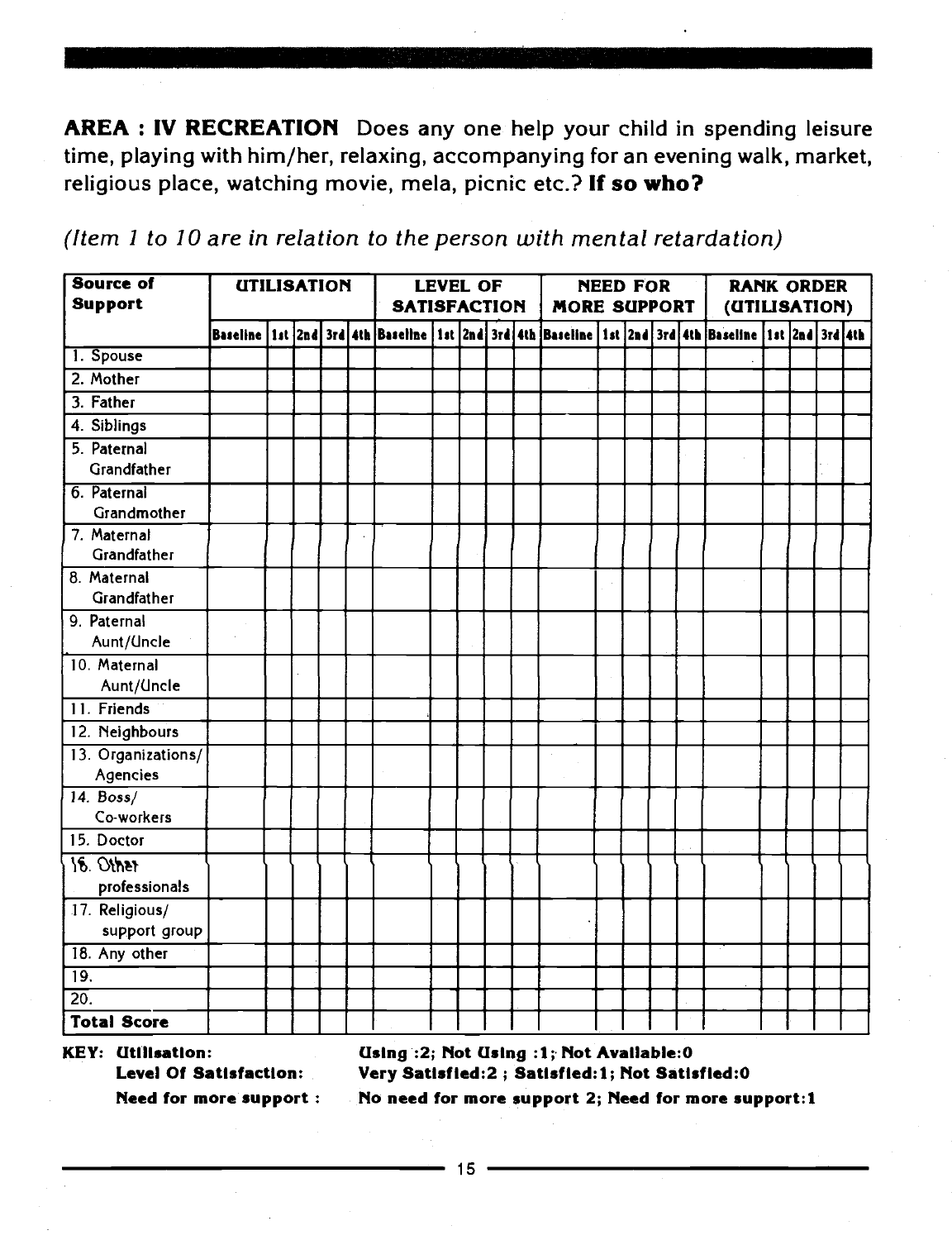**AREA : IV RECREATION** Does any one help your child in spending leisure time, playing with him/her, relaxing, accompanying for an evening walk, market, religious place, watching movie, mela, picnic etc.? **If so who?**

*(Item 1 to 10 are in relation to the person with mental retardation)*

| Source of Support | UTILISATION | | | | | LEVEL OF SATISFACTION | | | | | NEED FOR MORE SUPPORT | | | | | RANK ORDER (UTILISATION) | | | | |
|---|---|---|---|---|---|---|---|---|---|---|---|---|---|---|---|---|---|---|---|---|
| | Baseline | 1st | 2nd | 3rd | 4th | Baseline | 1st | 2nd | 3rd | 4th | Baseline | 1st | 2nd | 3rd | 4th | Baseline | 1st | 2nd | 3rd | 4th |
| 1. Spouse | | | | | | | | | | | | | | | | | | | | |
| 2. Mother | | | | | | | | | | | | | | | | | | | | |
| 3. Father | | | | | | | | | | | | | | | | | | | | |
| 4. Siblings | | | | | | | | | | | | | | | | | | | | |
| 5. Paternal Grandfather | | | | | | | | | | | | | | | | | | | | |
| 6. Paternal Grandmother | | | | | | | | | | | | | | | | | | | | |
| 7. Maternal Grandfather | | | | | | | | | | | | | | | | | | | | |
| 8. Maternal Grandfather | | | | | | | | | | | | | | | | | | | | |
| 9. Paternal Aunt/Uncle | | | | | | | | | | | | | | | | | | | | |
| 10. Maternal Aunt/Uncle | | | | | | | | | | | | | | | | | | | | |
| 11. Friends | | | | | | | | | | | | | | | | | | | | |
| 12. Neighbours | | | | | | | | | | | | | | | | | | | | |
| 13. Organizations/ Agencies | | | | | | | | | | | | | | | | | | | | |
| 14. Boss/ Co-workers | | | | | | | | | | | | | | | | | | | | |
| 15. Doctor | | | | | | | | | | | | | | | | | | | | |
| 16. Other professionals | | | | | | | | | | | | | | | | | | | | |
| 17. Religious/ support group | | | | | | | | | | | | | | | | | | | | |
| 18. Any other | | | | | | | | | | | | | | | | | | | | |
| 19. | | | | | | | | | | | | | | | | | | | | |
| 20. | | | | | | | | | | | | | | | | | | | | |
| **Total Score** | | | | | | | | | | | | | | | | | | | | |

**KEY: Utilisation:** **Using :2; Not Using :1; Not Available:0**

**Level Of Satisfaction:** **Very Satisfied:2 ; Satisfied:1; Not Satisfied:0**

**Need for more support :** **No need for more support 2; Need for more support:1**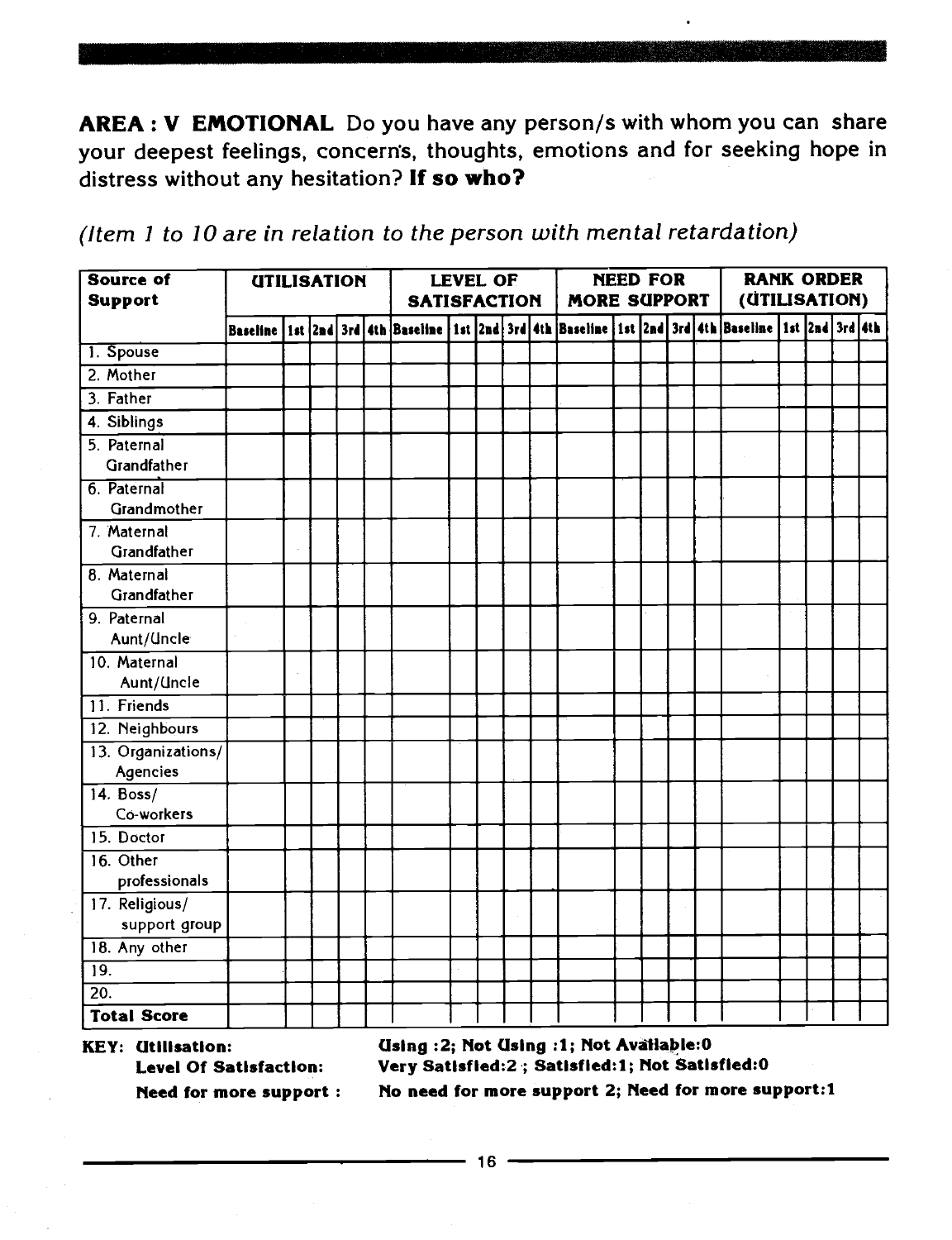**AREA : V EMOTIONAL** Do you have any person/s with whom you can share your deepest feelings, concern's, thoughts, emotions and for seeking hope in distress without any hesitation? **If so who?**

*(Item 1 to 10 are in relation to the person with mental retardation)*

| Source of Support | UTILISATION | | | | | LEVEL OF SATISFACTION | | | | | NEED FOR MORE SUPPORT | | | | | RANK ORDER (UTILISATION) | | | | |
|---|---|---|---|---|---|---|---|---|---|---|---|---|---|---|---|---|---|---|---|---|
| | Baseline | 1st | 2nd | 3rd | 4th | Baseline | 1st | 2nd | 3rd | 4th | Baseline | 1st | 2nd | 3rd | 4th | Baseline | 1st | 2nd | 3rd | 4th |
| 1. Spouse | | | | | | | | | | | | | | | | | | | | |
| 2. Mother | | | | | | | | | | | | | | | | | | | | |
| 3. Father | | | | | | | | | | | | | | | | | | | | |
| 4. Siblings | | | | | | | | | | | | | | | | | | | | |
| 5. Paternal Grandfather | | | | | | | | | | | | | | | | | | | | |
| 6. Paternal Grandmother | | | | | | | | | | | | | | | | | | | | |
| 7. Maternal Grandfather | | | | | | | | | | | | | | | | | | | | |
| 8. Maternal Grandfather | | | | | | | | | | | | | | | | | | | | |
| 9. Paternal Aunt/Uncle | | | | | | | | | | | | | | | | | | | | |
| 10. Maternal Aunt/Uncle | | | | | | | | | | | | | | | | | | | | |
| 11. Friends | | | | | | | | | | | | | | | | | | | | |
| 12. Neighbours | | | | | | | | | | | | | | | | | | | | |
| 13. Organizations/ Agencies | | | | | | | | | | | | | | | | | | | | |
| 14. Boss/ Co-workers | | | | | | | | | | | | | | | | | | | | |
| 15. Doctor | | | | | | | | | | | | | | | | | | | | |
| 16. Other professionals | | | | | | | | | | | | | | | | | | | | |
| 17. Religious/ support group | | | | | | | | | | | | | | | | | | | | |
| 18. Any other | | | | | | | | | | | | | | | | | | | | |
| 19. | | | | | | | | | | | | | | | | | | | | |
| 20. | | | | | | | | | | | | | | | | | | | | |
| **Total Score** | | | | | | | | | | | | | | | | | | | | |

**KEY: Utilisation:** **Using :2; Not Using :1; Not Available:0**

**Level Of Satisfaction:** **Very Satisfied:2 ; Satisfied:1; Not Satisfied:0**

**Need for more support :** **No need for more support 2; Need for more support:1**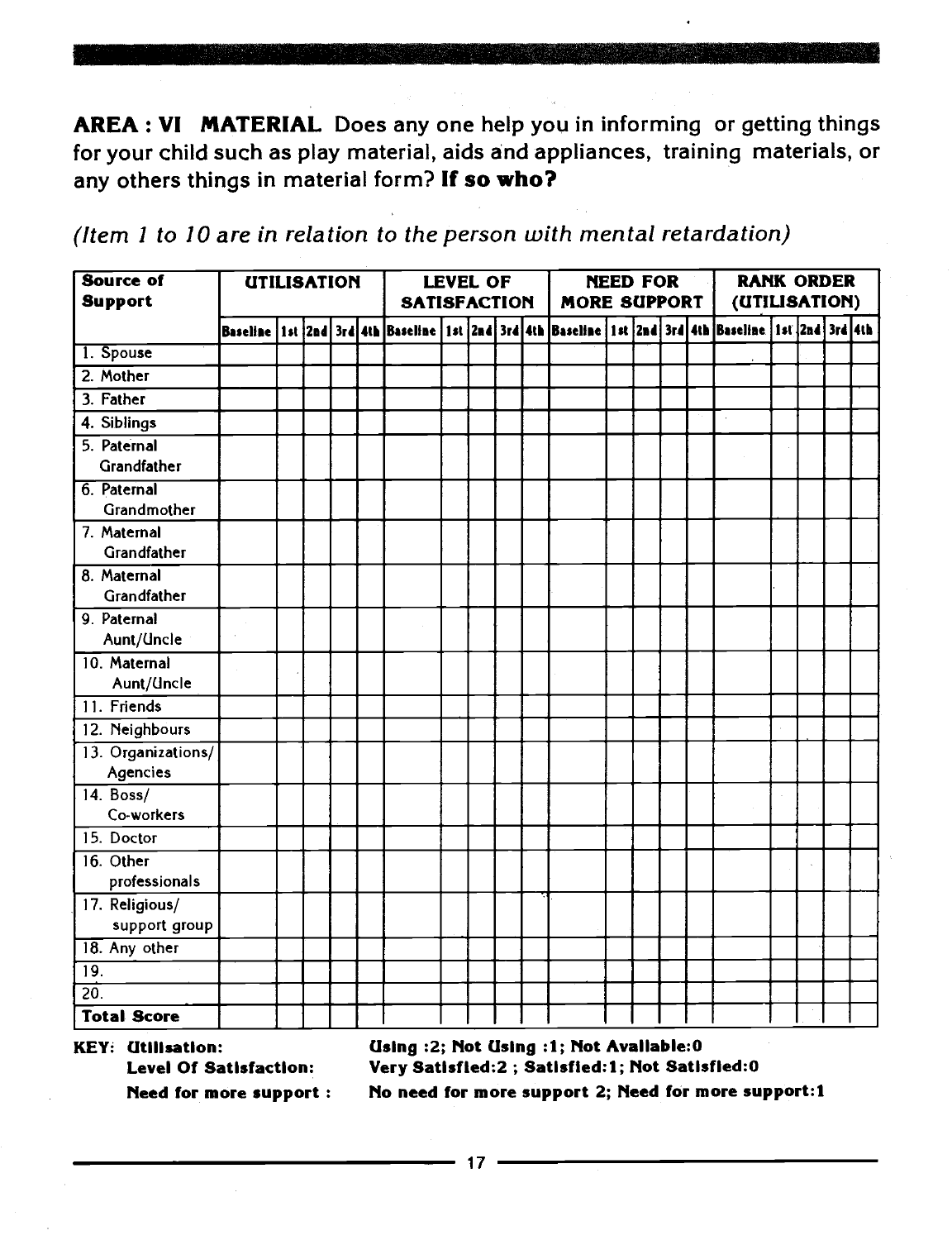**AREA : VI MATERIAL** Does any one help you in informing or getting things for your child such as play material, aids and appliances, training materials, or any others things in material form? **If so who?**

*(Item 1 to 10 are in relation to the person with mental retardation)*

| Source of Support | UTILISATION | | | | | LEVEL OF SATISFACTION | | | | | NEED FOR MORE SUPPORT | | | | | RANK ORDER (UTILISATION) | | | | |
|---|---|---|---|---|---|---|---|---|---|---|---|---|---|---|---|---|---|---|---|---|
| | Baseline | 1st | 2nd | 3rd | 4th | Baseline | 1st | 2nd | 3rd | 4th | Baseline | 1st | 2nd | 3rd | 4th | Baseline | 1st | 2nd | 3rd | 4th |
| 1. Spouse | | | | | | | | | | | | | | | | | | | | |
| 2. Mother | | | | | | | | | | | | | | | | | | | | |
| 3. Father | | | | | | | | | | | | | | | | | | | | |
| 4. Siblings | | | | | | | | | | | | | | | | | | | | |
| 5. Paternal Grandfather | | | | | | | | | | | | | | | | | | | | |
| 6. Paternal Grandmother | | | | | | | | | | | | | | | | | | | | |
| 7. Maternal Grandfather | | | | | | | | | | | | | | | | | | | | |
| 8. Maternal Grandfather | | | | | | | | | | | | | | | | | | | | |
| 9. Paternal Aunt/Uncle | | | | | | | | | | | | | | | | | | | | |
| 10. Maternal Aunt/Uncle | | | | | | | | | | | | | | | | | | | | |
| 11. Friends | | | | | | | | | | | | | | | | | | | | |
| 12. Neighbours | | | | | | | | | | | | | | | | | | | | |
| 13. Organizations/ Agencies | | | | | | | | | | | | | | | | | | | | |
| 14. Boss/ Co-workers | | | | | | | | | | | | | | | | | | | | |
| 15. Doctor | | | | | | | | | | | | | | | | | | | | |
| 16. Other professionals | | | | | | | | | | | | | | | | | | | | |
| 17. Religious/ support group | | | | | | | | | | | | | | | | | | | | |
| 18. Any other | | | | | | | | | | | | | | | | | | | | |
| 19. | | | | | | | | | | | | | | | | | | | | |
| 20. | | | | | | | | | | | | | | | | | | | | |
| **Total Score** | | | | | | | | | | | | | | | | | | | | |

**KEY: Utilisation:** **Using :2; Not Using :1; Not Available:0**

**Level Of Satisfaction:** **Very Satisfied:2 ; Satisfied:1; Not Satisfied:0**

**Need for more support :** **No need for more support 2; Need for more support:1**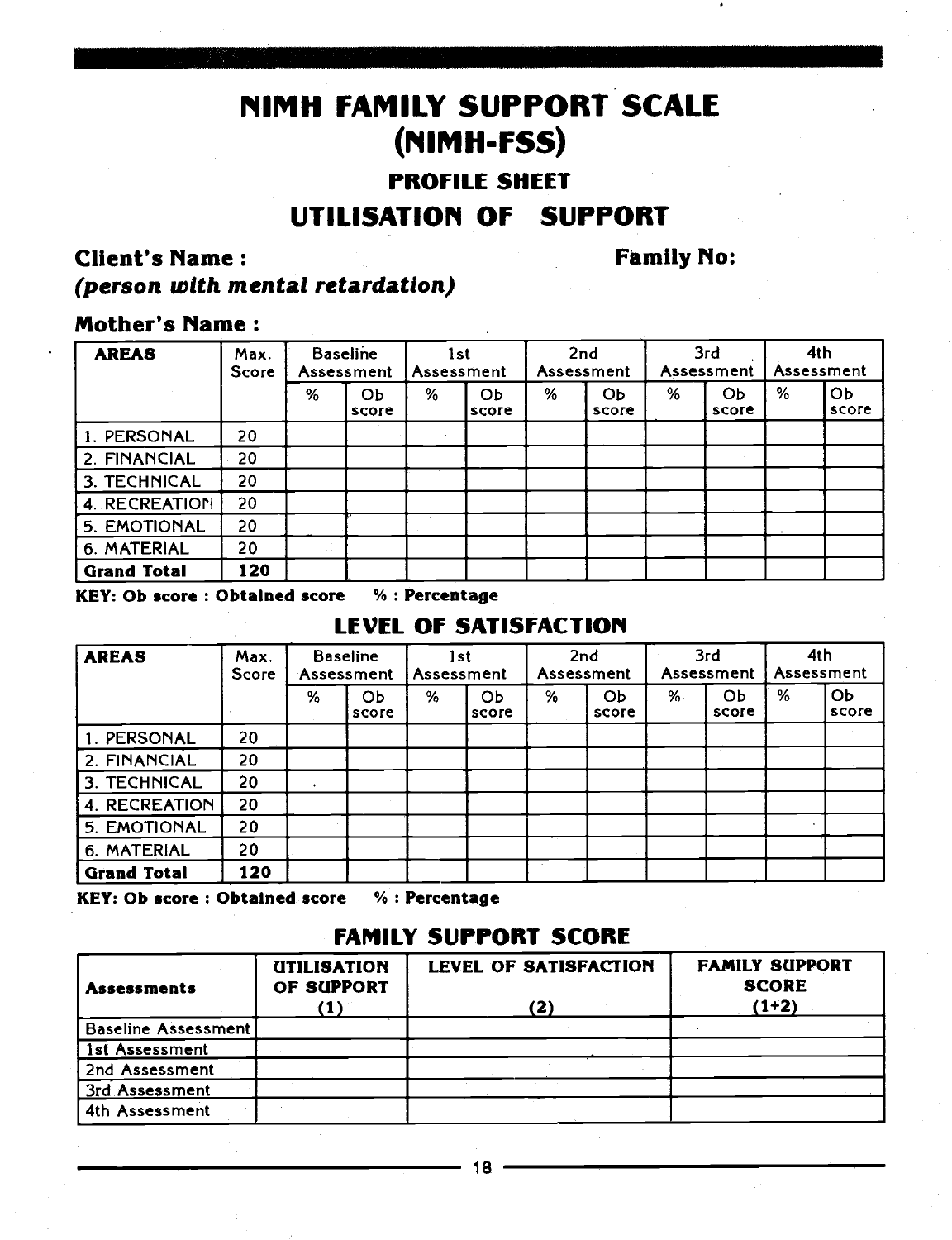# NIMH FAMILY SUPPORT SCALE (NIMH-FSS)

## PROFILE SHEET

## UTILISATION OF SUPPORT

**Client's Name :** **Family No:**

***(person with mental retardation)***

**Mother's Name :**

| AREAS | Max. Score | Baseline Assessment | | 1st Assessment | | 2nd Assessment | | 3rd Assessment | | 4th Assessment | |
|---|---|---|---|---|---|---|---|---|---|---|---|
| | | % | Ob score | % | Ob score | % | Ob score | % | Ob score | % | Ob score |
| 1. PERSONAL | 20 | | | | | | | | | | |
| 2. FINANCIAL | 20 | | | | | | | | | | |
| 3. TECHNICAL | 20 | | | | | | | | | | |
| 4. RECREATION | 20 | | | | | | | | | | |
| 5. EMOTIONAL | 20 | | | | | | | | | | |
| 6. MATERIAL | 20 | | | | | | | | | | |
| **Grand Total** | **120** | | | | | | | | | | |

**KEY: Ob score : Obtained score % : Percentage**

## LEVEL OF SATISFACTION

| AREAS | Max. Score | Baseline Assessment | | 1st Assessment | | 2nd Assessment | | 3rd Assessment | | 4th Assessment | |
|---|---|---|---|---|---|---|---|---|---|---|---|
| | | % | Ob score | % | Ob score | % | Ob score | % | Ob score | % | Ob score |
| 1. PERSONAL | 20 | | | | | | | | | | |
| 2. FINANCIAL | 20 | | | | | | | | | | |
| 3. TECHNICAL | 20 | | | | | | | | | | |
| 4. RECREATION | 20 | | | | | | | | | | |
| 5. EMOTIONAL | 20 | | | | | | | | | | |
| 6. MATERIAL | 20 | | | | | | | | | | |
| **Grand Total** | **120** | | | | | | | | | | |

**KEY: Ob score : Obtained score % : Percentage**

## FAMILY SUPPORT SCORE

| **Assessments** | **UTILISATION OF SUPPORT (1)** | **LEVEL OF SATISFACTION (2)** | **FAMILY SUPPORT SCORE (1+2)** |
|---|---|---|---|
| Baseline Assessment | | | |
| 1st Assessment | | | |
| 2nd Assessment | | | |
| 3rd Assessment | | | |
| 4th Assessment | | | |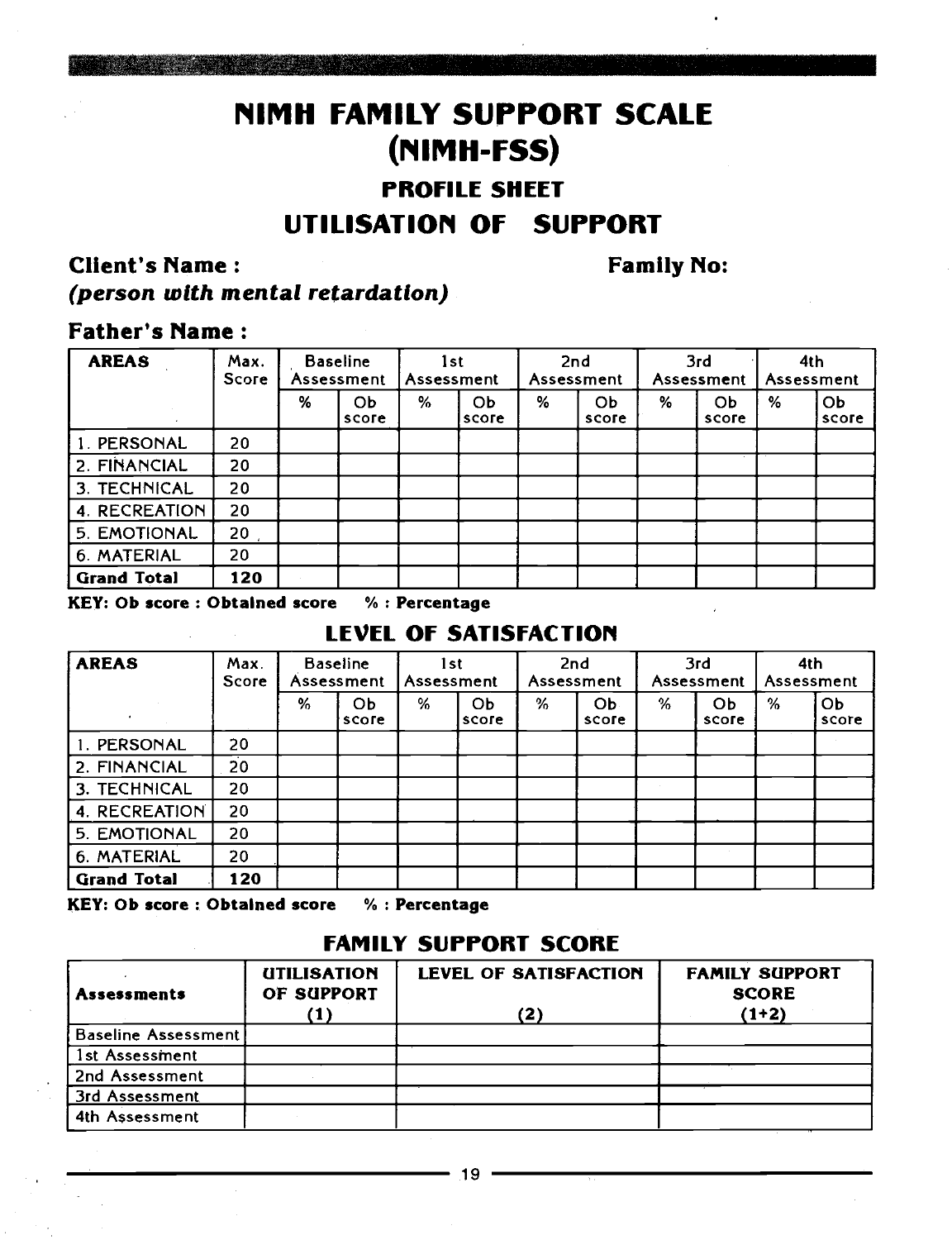# NIMH FAMILY SUPPORT SCALE (NIMH-FSS)

## PROFILE SHEET

## UTILISATION OF SUPPORT

**Client's Name :** **Family No:**

***(person with mental retardation)***

**Father's Name :**

| AREAS | Max. Score | Baseline Assessment | | 1st Assessment | | 2nd Assessment | | 3rd Assessment | | 4th Assessment | |
|---|---|---|---|---|---|---|---|---|---|---|---|
| | | % | Ob score | % | Ob score | % | Ob score | % | Ob score | % | Ob score |
| 1. PERSONAL | 20 | | | | | | | | | | |
| 2. FINANCIAL | 20 | | | | | | | | | | |
| 3. TECHNICAL | 20 | | | | | | | | | | |
| 4. RECREATION | 20 | | | | | | | | | | |
| 5. EMOTIONAL | 20 | | | | | | | | | | |
| 6. MATERIAL | 20 | | | | | | | | | | |
| **Grand Total** | **120** | | | | | | | | | | |

**KEY: Ob score : Obtained score % : Percentage**

## LEVEL OF SATISFACTION

| AREAS | Max. Score | Baseline Assessment | | 1st Assessment | | 2nd Assessment | | 3rd Assessment | | 4th Assessment | |
|---|---|---|---|---|---|---|---|---|---|---|---|
| | | % | Ob score | % | Ob score | % | Ob score | % | Ob score | % | Ob score |
| 1. PERSONAL | 20 | | | | | | | | | | |
| 2. FINANCIAL | 20 | | | | | | | | | | |
| 3. TECHNICAL | 20 | | | | | | | | | | |
| 4. RECREATION | 20 | | | | | | | | | | |
| 5. EMOTIONAL | 20 | | | | | | | | | | |
| 6. MATERIAL | 20 | | | | | | | | | | |
| **Grand Total** | **120** | | | | | | | | | | |

**KEY: Ob score : Obtained score % : Percentage**

## FAMILY SUPPORT SCORE

| **Assessments** | **UTILISATION OF SUPPORT (1)** | **LEVEL OF SATISFACTION (2)** | **FAMILY SUPPORT SCORE (1+2)** |
|---|---|---|---|
| Baseline Assessment | | | |
| 1st Assessment | | | |
| 2nd Assessment | | | |
| 3rd Assessment | | | |
| 4th Assessment | | | |